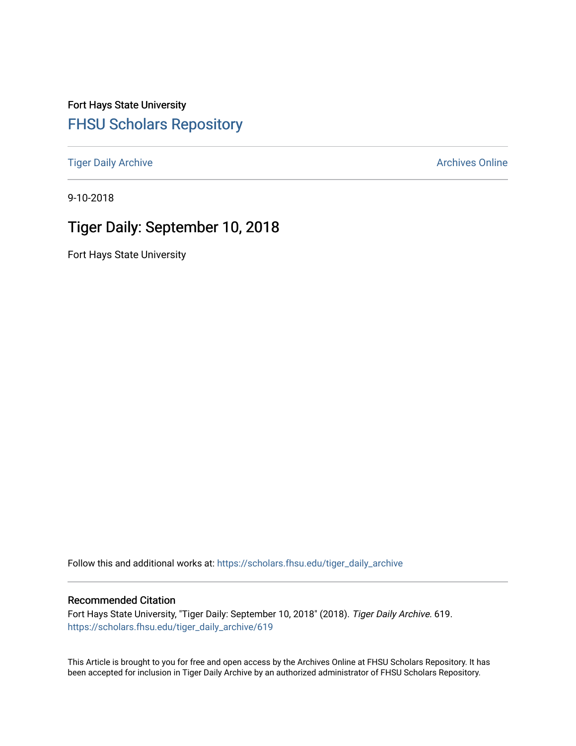Fort Hays State University

# FHSU Scholars Repository

Tiger Daily Archive

Archives Online

9-10-2018

## Tiger Daily: September 10, 2018

Fort Hays State University

Follow this and additional works at: https://scholars.fhsu.edu/tiger_daily_archive

### Recommended Citation

Fort Hays State University, "Tiger Daily: September 10, 2018" (2018). *Tiger Daily Archive*. 619.
https://scholars.fhsu.edu/tiger_daily_archive/619

This Article is brought to you for free and open access by the Archives Online at FHSU Scholars Repository. It has been accepted for inclusion in Tiger Daily Archive by an authorized administrator of FHSU Scholars Repository.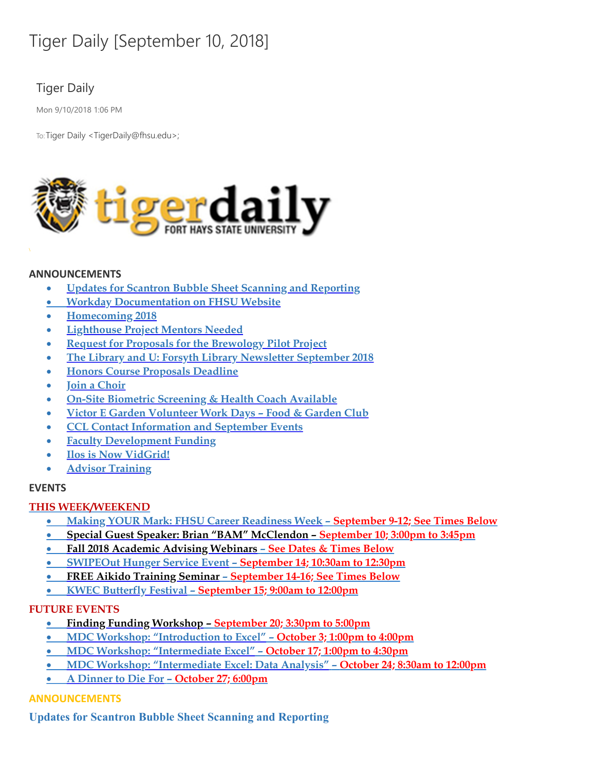# Tiger Daily [September 10, 2018]

Tiger Daily

Mon 9/10/2018 1:06 PM

To: Tiger Daily <TigerDaily@fhsu.edu>;

## ANNOUNCEMENTS

- Updates for Scantron Bubble Sheet Scanning and Reporting
- Workday Documentation on FHSU Website
- Homecoming 2018
- Lighthouse Project Mentors Needed
- Request for Proposals for the Brewology Pilot Project
- The Library and U: Forsyth Library Newsletter September 2018
- Honors Course Proposals Deadline
- Join a Choir
- On-Site Biometric Screening & Health Coach Available
- Victor E Garden Volunteer Work Days – Food & Garden Club
- CCL Contact Information and September Events
- Faculty Development Funding
- Ilos is Now VidGrid!
- Advisor Training

## EVENTS

### THIS WEEK/WEEKEND

- Making YOUR Mark: FHSU Career Readiness Week – September 9-12; See Times Below
- Special Guest Speaker: Brian "BAM" McClendon – September 10; 3:00pm to 3:45pm
- Fall 2018 Academic Advising Webinars – See Dates & Times Below
- SWIPEOut Hunger Service Event – September 14; 10:30am to 12:30pm
- FREE Aikido Training Seminar – September 14-16; See Times Below
- KWEC Butterfly Festival – September 15; 9:00am to 12:00pm

### FUTURE EVENTS

- Finding Funding Workshop – September 20; 3:30pm to 5:00pm
- MDC Workshop: "Introduction to Excel" – October 3; 1:00pm to 4:00pm
- MDC Workshop: "Intermediate Excel" – October 17; 1:00pm to 4:30pm
- MDC Workshop: "Intermediate Excel: Data Analysis" – October 24; 8:30am to 12:00pm
- A Dinner to Die For – October 27; 6:00pm

## ANNOUNCEMENTS

### Updates for Scantron Bubble Sheet Scanning and Reporting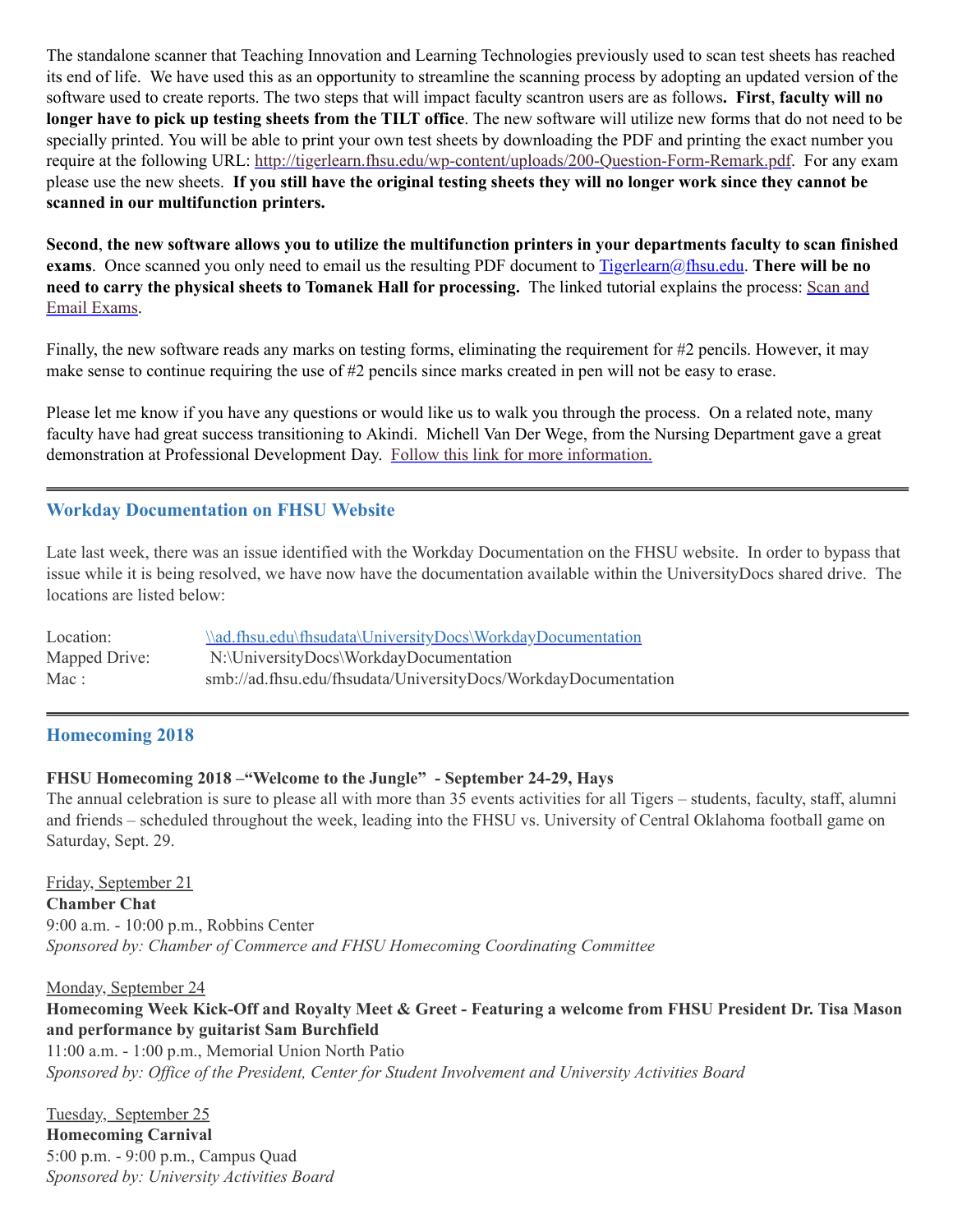The standalone scanner that Teaching Innovation and Learning Technologies previously used to scan test sheets has reached its end of life. We have used this as an opportunity to streamline the scanning process by adopting an updated version of the software used to create reports. The two steps that will impact faculty scantron users are as follows**. First**, **faculty will no longer have to pick up testing sheets from the TILT office**. The new software will utilize new forms that do not need to be specially printed. You will be able to print your own test sheets by downloading the PDF and printing the exact number you require at the following URL: http://tigerlearn.fhsu.edu/wp-content/uploads/200-Question-Form-Remark.pdf. For any exam please use the new sheets. **If you still have the original testing sheets they will no longer work since they cannot be scanned in our multifunction printers.**

**Second**, **the new software allows you to utilize the multifunction printers in your departments faculty to scan finished exams**. Once scanned you only need to email us the resulting PDF document to Tigerlearn@fhsu.edu. **There will be no need to carry the physical sheets to Tomanek Hall for processing.** The linked tutorial explains the process: Scan and Email Exams.

Finally, the new software reads any marks on testing forms, eliminating the requirement for #2 pencils. However, it may make sense to continue requiring the use of #2 pencils since marks created in pen will not be easy to erase.

Please let me know if you have any questions or would like us to walk you through the process. On a related note, many faculty have had great success transitioning to Akindi. Michell Van Der Wege, from the Nursing Department gave a great demonstration at Professional Development Day. Follow this link for more information.

---

## Workday Documentation on FHSU Website

Late last week, there was an issue identified with the Workday Documentation on the FHSU website. In order to bypass that issue while it is being resolved, we have now have the documentation available within the UniversityDocs shared drive. The locations are listed below:

| | |
|---|---|
| Location: | \\ad.fhsu.edu\fhsudata\UniversityDocs\WorkdayDocumentation |
| Mapped Drive: | N:\UniversityDocs\WorkdayDocumentation |
| Mac : | smb://ad.fhsu.edu/fhsudata/UniversityDocs/WorkdayDocumentation |

---

## Homecoming 2018

**FHSU Homecoming 2018 –"Welcome to the Jungle" - September 24-29, Hays**
The annual celebration is sure to please all with more than 35 events activities for all Tigers – students, faculty, staff, alumni and friends – scheduled throughout the week, leading into the FHSU vs. University of Central Oklahoma football game on Saturday, Sept. 29.

Friday, September 21
**Chamber Chat**
9:00 a.m. - 10:00 p.m., Robbins Center
*Sponsored by: Chamber of Commerce and FHSU Homecoming Coordinating Committee*

Monday, September 24
**Homecoming Week Kick-Off and Royalty Meet & Greet - Featuring a welcome from FHSU President Dr. Tisa Mason and performance by guitarist Sam Burchfield**
11:00 a.m. - 1:00 p.m., Memorial Union North Patio
*Sponsored by: Office of the President, Center for Student Involvement and University Activities Board*

Tuesday, September 25
**Homecoming Carnival**
5:00 p.m. - 9:00 p.m., Campus Quad
*Sponsored by: University Activities Board*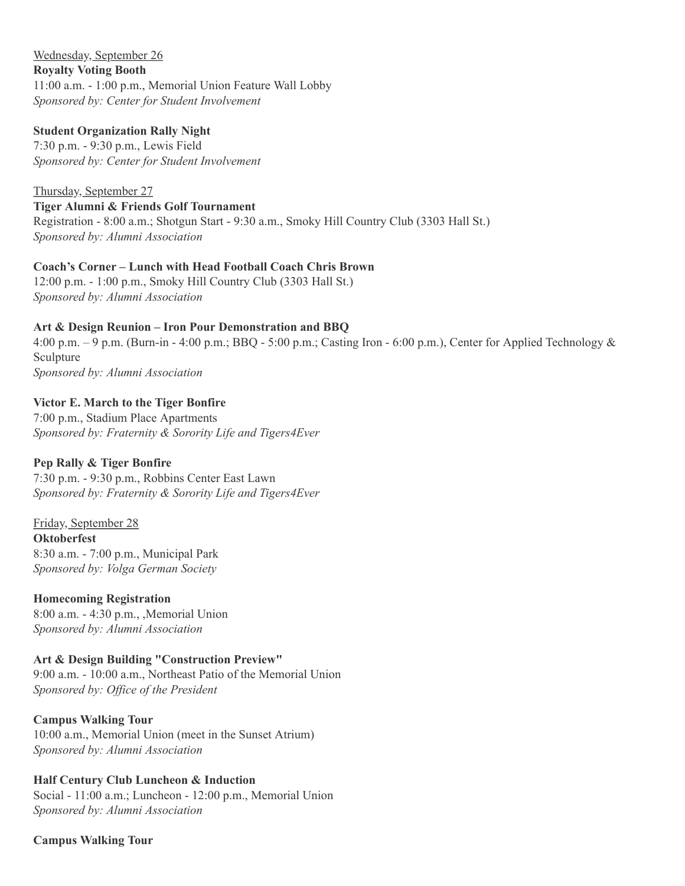Wednesday, September 26

**Royalty Voting Booth**
11:00 a.m. - 1:00 p.m., Memorial Union Feature Wall Lobby
*Sponsored by: Center for Student Involvement*

**Student Organization Rally Night**
7:30 p.m. - 9:30 p.m., Lewis Field
*Sponsored by: Center for Student Involvement*

Thursday, September 27

**Tiger Alumni & Friends Golf Tournament**
Registration - 8:00 a.m.; Shotgun Start - 9:30 a.m., Smoky Hill Country Club (3303 Hall St.)
*Sponsored by: Alumni Association*

**Coach's Corner – Lunch with Head Football Coach Chris Brown**
12:00 p.m. - 1:00 p.m., Smoky Hill Country Club (3303 Hall St.)
*Sponsored by: Alumni Association*

**Art & Design Reunion – Iron Pour Demonstration and BBQ**
4:00 p.m. – 9 p.m. (Burn-in - 4:00 p.m.; BBQ - 5:00 p.m.; Casting Iron - 6:00 p.m.), Center for Applied Technology & Sculpture
*Sponsored by: Alumni Association*

**Victor E. March to the Tiger Bonfire**
7:00 p.m., Stadium Place Apartments
*Sponsored by: Fraternity & Sorority Life and Tigers4Ever*

**Pep Rally & Tiger Bonfire**
7:30 p.m. - 9:30 p.m., Robbins Center East Lawn
*Sponsored by: Fraternity & Sorority Life and Tigers4Ever*

Friday, September 28

**Oktoberfest**
8:30 a.m. - 7:00 p.m., Municipal Park
*Sponsored by: Volga German Society*

**Homecoming Registration**
8:00 a.m. - 4:30 p.m., ,Memorial Union
*Sponsored by: Alumni Association*

**Art & Design Building "Construction Preview"**
9:00 a.m. - 10:00 a.m., Northeast Patio of the Memorial Union
*Sponsored by: Office of the President*

**Campus Walking Tour**
10:00 a.m., Memorial Union (meet in the Sunset Atrium)
*Sponsored by: Alumni Association*

**Half Century Club Luncheon & Induction**
Social - 11:00 a.m.; Luncheon - 12:00 p.m., Memorial Union
*Sponsored by: Alumni Association*

**Campus Walking Tour**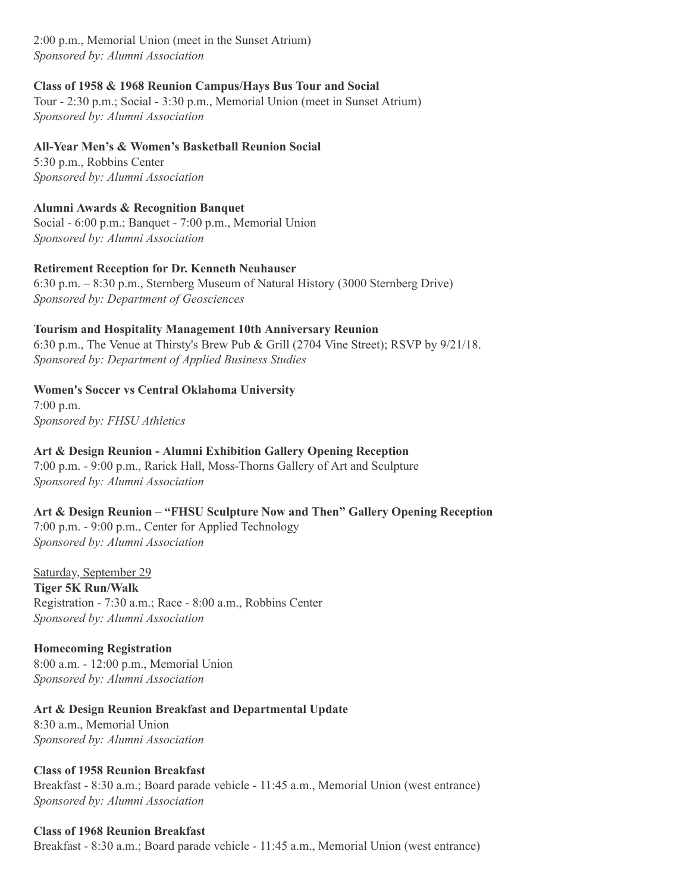2:00 p.m., Memorial Union (meet in the Sunset Atrium)
*Sponsored by: Alumni Association*

**Class of 1958 & 1968 Reunion Campus/Hays Bus Tour and Social**
Tour - 2:30 p.m.; Social - 3:30 p.m., Memorial Union (meet in Sunset Atrium)
*Sponsored by: Alumni Association*

**All-Year Men's & Women's Basketball Reunion Social**
5:30 p.m., Robbins Center
*Sponsored by: Alumni Association*

**Alumni Awards & Recognition Banquet**
Social - 6:00 p.m.; Banquet - 7:00 p.m., Memorial Union
*Sponsored by: Alumni Association*

**Retirement Reception for Dr. Kenneth Neuhauser**
6:30 p.m. – 8:30 p.m., Sternberg Museum of Natural History (3000 Sternberg Drive)
*Sponsored by: Department of Geosciences*

**Tourism and Hospitality Management 10th Anniversary Reunion**
6:30 p.m., The Venue at Thirsty's Brew Pub & Grill (2704 Vine Street); RSVP by 9/21/18.
*Sponsored by: Department of Applied Business Studies*

**Women's Soccer vs Central Oklahoma University**
7:00 p.m.
*Sponsored by: FHSU Athletics*

**Art & Design Reunion - Alumni Exhibition Gallery Opening Reception**
7:00 p.m. - 9:00 p.m., Rarick Hall, Moss-Thorns Gallery of Art and Sculpture
*Sponsored by: Alumni Association*

**Art & Design Reunion – "FHSU Sculpture Now and Then" Gallery Opening Reception**
7:00 p.m. - 9:00 p.m., Center for Applied Technology
*Sponsored by: Alumni Association*

<u>Saturday, September 29</u>

**Tiger 5K Run/Walk**
Registration - 7:30 a.m.; Race - 8:00 a.m., Robbins Center
*Sponsored by: Alumni Association*

**Homecoming Registration**
8:00 a.m. - 12:00 p.m., Memorial Union
*Sponsored by: Alumni Association*

**Art & Design Reunion Breakfast and Departmental Update**
8:30 a.m., Memorial Union
*Sponsored by: Alumni Association*

**Class of 1958 Reunion Breakfast**
Breakfast - 8:30 a.m.; Board parade vehicle - 11:45 a.m., Memorial Union (west entrance)
*Sponsored by: Alumni Association*

**Class of 1968 Reunion Breakfast**
Breakfast - 8:30 a.m.; Board parade vehicle - 11:45 a.m., Memorial Union (west entrance)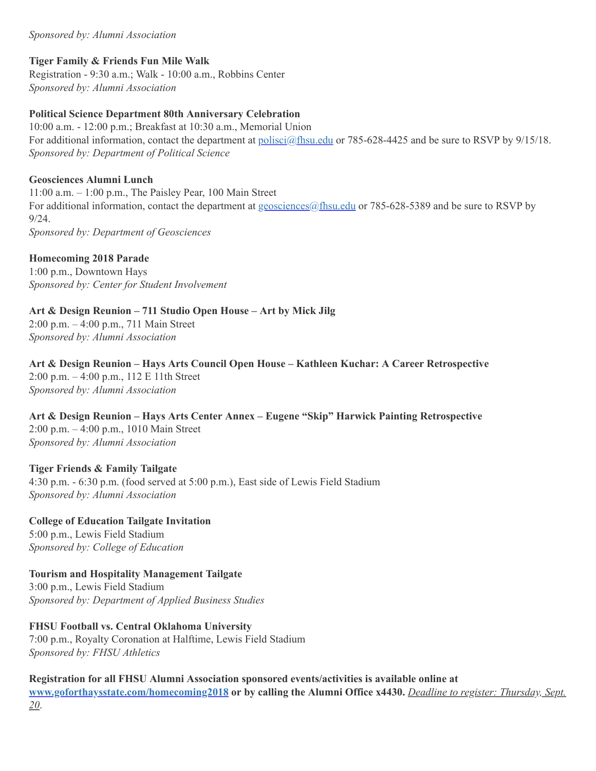*Sponsored by: Alumni Association*

**Tiger Family & Friends Fun Mile Walk**
Registration - 9:30 a.m.; Walk - 10:00 a.m., Robbins Center
*Sponsored by: Alumni Association*

**Political Science Department 80th Anniversary Celebration**
10:00 a.m. - 12:00 p.m.; Breakfast at 10:30 a.m., Memorial Union
For additional information, contact the department at [polisci@fhsu.edu](mailto:polisci@fhsu.edu) or 785-628-4425 and be sure to RSVP by 9/15/18.
*Sponsored by: Department of Political Science*

**Geosciences Alumni Lunch**
11:00 a.m. – 1:00 p.m., The Paisley Pear, 100 Main Street
For additional information, contact the department at [geosciences@fhsu.edu](mailto:geosciences@fhsu.edu) or 785-628-5389 and be sure to RSVP by 9/24.
*Sponsored by: Department of Geosciences*

**Homecoming 2018 Parade**
1:00 p.m., Downtown Hays
*Sponsored by: Center for Student Involvement*

**Art & Design Reunion – 711 Studio Open House – Art by Mick Jilg**
2:00 p.m. – 4:00 p.m., 711 Main Street
*Sponsored by: Alumni Association*

**Art & Design Reunion – Hays Arts Council Open House – Kathleen Kuchar: A Career Retrospective**
2:00 p.m. – 4:00 p.m., 112 E 11th Street
*Sponsored by: Alumni Association*

**Art & Design Reunion – Hays Arts Center Annex – Eugene "Skip" Harwick Painting Retrospective**
2:00 p.m. – 4:00 p.m., 1010 Main Street
*Sponsored by: Alumni Association*

**Tiger Friends & Family Tailgate**
4:30 p.m. - 6:30 p.m. (food served at 5:00 p.m.), East side of Lewis Field Stadium
*Sponsored by: Alumni Association*

**College of Education Tailgate Invitation**
5:00 p.m., Lewis Field Stadium
*Sponsored by: College of Education*

**Tourism and Hospitality Management Tailgate**
3:00 p.m., Lewis Field Stadium
*Sponsored by: Department of Applied Business Studies*

**FHSU Football vs. Central Oklahoma University**
7:00 p.m., Royalty Coronation at Halftime, Lewis Field Stadium
*Sponsored by: FHSU Athletics*

**Registration for all FHSU Alumni Association sponsored events/activities is available online at [www.goforthaysstate.com/homecoming2018](http://www.goforthaysstate.com/homecoming2018) or by calling the Alumni Office x4430.** *Deadline to register: Thursday, Sept. 20*.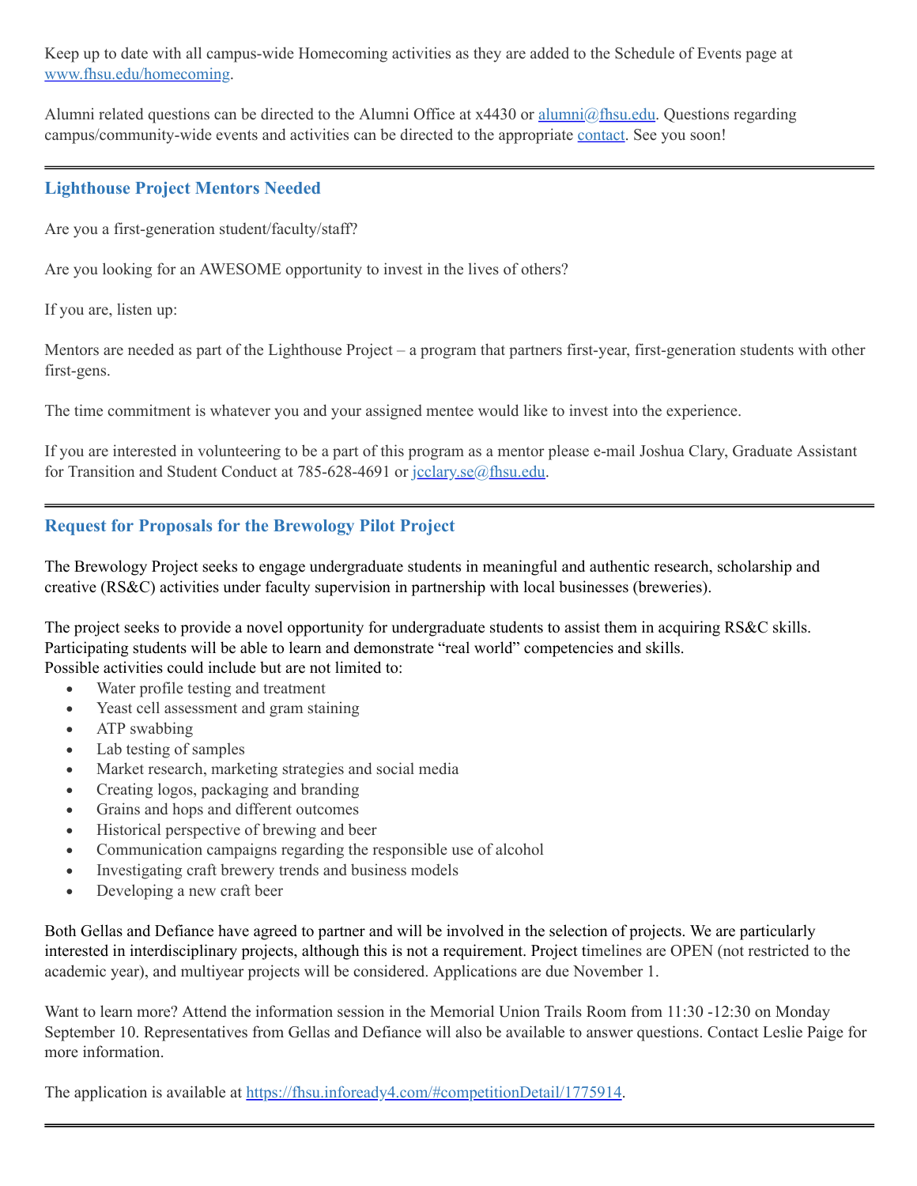Keep up to date with all campus-wide Homecoming activities as they are added to the Schedule of Events page at www.fhsu.edu/homecoming.

Alumni related questions can be directed to the Alumni Office at x4430 or alumni@fhsu.edu. Questions regarding campus/community-wide events and activities can be directed to the appropriate contact. See you soon!

---

### Lighthouse Project Mentors Needed

Are you a first-generation student/faculty/staff?

Are you looking for an AWESOME opportunity to invest in the lives of others?

If you are, listen up:

Mentors are needed as part of the Lighthouse Project – a program that partners first-year, first-generation students with other first-gens.

The time commitment is whatever you and your assigned mentee would like to invest into the experience.

If you are interested in volunteering to be a part of this program as a mentor please e-mail Joshua Clary, Graduate Assistant for Transition and Student Conduct at 785-628-4691 or jcclary.se@fhsu.edu.

---

### Request for Proposals for the Brewology Pilot Project

The Brewology Project seeks to engage undergraduate students in meaningful and authentic research, scholarship and creative (RS&C) activities under faculty supervision in partnership with local businesses (breweries).

The project seeks to provide a novel opportunity for undergraduate students to assist them in acquiring RS&C skills. Participating students will be able to learn and demonstrate "real world" competencies and skills.
Possible activities could include but are not limited to:

- Water profile testing and treatment
- Yeast cell assessment and gram staining
- ATP swabbing
- Lab testing of samples
- Market research, marketing strategies and social media
- Creating logos, packaging and branding
- Grains and hops and different outcomes
- Historical perspective of brewing and beer
- Communication campaigns regarding the responsible use of alcohol
- Investigating craft brewery trends and business models
- Developing a new craft beer

Both Gellas and Defiance have agreed to partner and will be involved in the selection of projects. We are particularly interested in interdisciplinary projects, although this is not a requirement. Project timelines are OPEN (not restricted to the academic year), and multiyear projects will be considered. Applications are due November 1.

Want to learn more? Attend the information session in the Memorial Union Trails Room from 11:30 -12:30 on Monday September 10. Representatives from Gellas and Defiance will also be available to answer questions. Contact Leslie Paige for more information.

The application is available at https://fhsu.infoready4.com/#competitionDetail/1775914.

---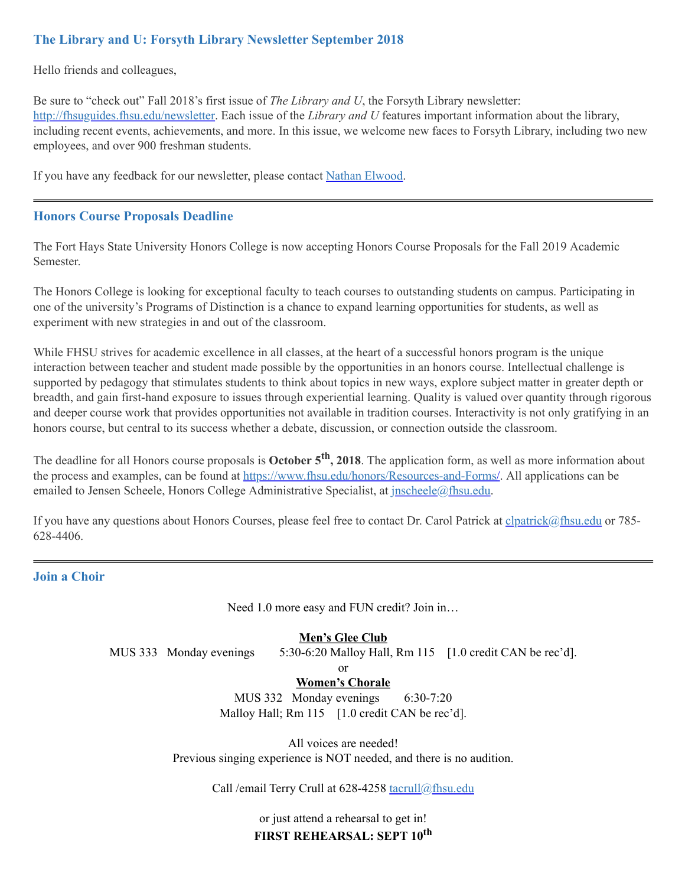## The Library and U: Forsyth Library Newsletter September 2018

Hello friends and colleagues,

Be sure to "check out" Fall 2018's first issue of *The Library and U*, the Forsyth Library newsletter: http://fhsuguides.fhsu.edu/newsletter. Each issue of the *Library and U* features important information about the library, including recent events, achievements, and more. In this issue, we welcome new faces to Forsyth Library, including two new employees, and over 900 freshman students.

If you have any feedback for our newsletter, please contact Nathan Elwood.

---

## Honors Course Proposals Deadline

The Fort Hays State University Honors College is now accepting Honors Course Proposals for the Fall 2019 Academic Semester.

The Honors College is looking for exceptional faculty to teach courses to outstanding students on campus. Participating in one of the university's Programs of Distinction is a chance to expand learning opportunities for students, as well as experiment with new strategies in and out of the classroom.

While FHSU strives for academic excellence in all classes, at the heart of a successful honors program is the unique interaction between teacher and student made possible by the opportunities in an honors course. Intellectual challenge is supported by pedagogy that stimulates students to think about topics in new ways, explore subject matter in greater depth or breadth, and gain first-hand exposure to issues through experiential learning. Quality is valued over quantity through rigorous and deeper course work that provides opportunities not available in tradition courses. Interactivity is not only gratifying in an honors course, but central to its success whether a debate, discussion, or connection outside the classroom.

The deadline for all Honors course proposals is **October 5th, 2018**. The application form, as well as more information about the process and examples, can be found at https://www.fhsu.edu/honors/Resources-and-Forms/. All applications can be emailed to Jensen Scheele, Honors College Administrative Specialist, at jnscheele@fhsu.edu.

If you have any questions about Honors Courses, please feel free to contact Dr. Carol Patrick at clpatrick@fhsu.edu or 785-628-4406.

---

## Join a Choir

Need 1.0 more easy and FUN credit? Join in…

**Men's Glee Club**

MUS 333 Monday evenings 5:30-6:20 Malloy Hall, Rm 115 [1.0 credit CAN be rec'd].

or

**Women's Chorale**

MUS 332 Monday evenings 6:30-7:20
Malloy Hall; Rm 115 [1.0 credit CAN be rec'd].

All voices are needed!
Previous singing experience is NOT needed, and there is no audition.

Call /email Terry Crull at 628-4258 tacrull@fhsu.edu

or just attend a rehearsal to get in!

**FIRST REHEARSAL: SEPT 10th**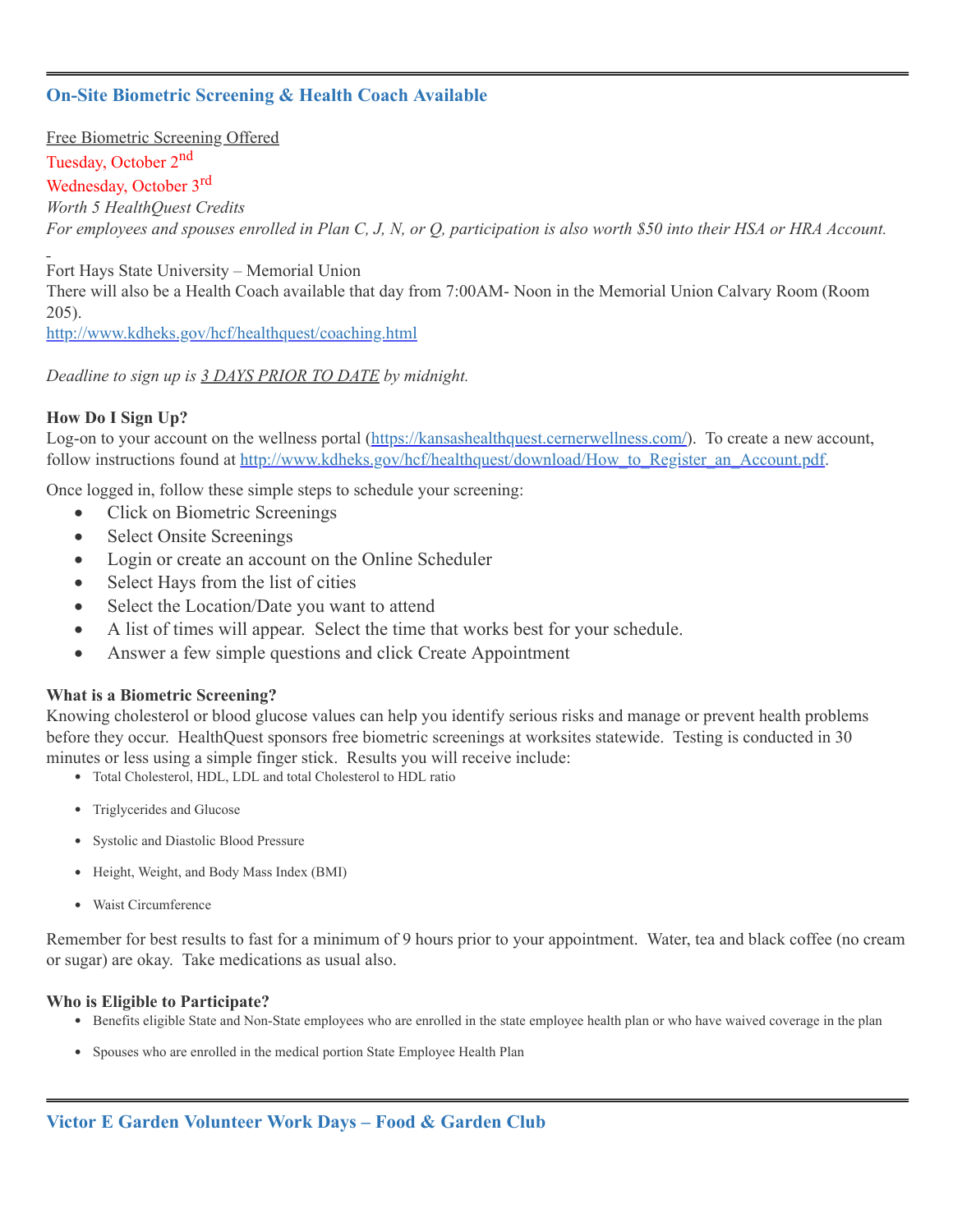## On-Site Biometric Screening & Health Coach Available

Free Biometric Screening Offered

Tuesday, October 2nd

Wednesday, October 3rd

*Worth 5 HealthQuest Credits*

*For employees and spouses enrolled in Plan C, J, N, or Q, participation is also worth $50 into their HSA or HRA Account.*

Fort Hays State University – Memorial Union

There will also be a Health Coach available that day from 7:00AM- Noon in the Memorial Union Calvary Room (Room 205).

http://www.kdheks.gov/hcf/healthquest/coaching.html

*Deadline to sign up is 3 DAYS PRIOR TO DATE by midnight.*

**How Do I Sign Up?**

Log-on to your account on the wellness portal (https://kansashealthquest.cernerwellness.com/). To create a new account, follow instructions found at http://www.kdheks.gov/hcf/healthquest/download/How_to_Register_an_Account.pdf.

Once logged in, follow these simple steps to schedule your screening:

- Click on Biometric Screenings
- Select Onsite Screenings
- Login or create an account on the Online Scheduler
- Select Hays from the list of cities
- Select the Location/Date you want to attend
- A list of times will appear. Select the time that works best for your schedule.
- Answer a few simple questions and click Create Appointment

**What is a Biometric Screening?**

Knowing cholesterol or blood glucose values can help you identify serious risks and manage or prevent health problems before they occur. HealthQuest sponsors free biometric screenings at worksites statewide. Testing is conducted in 30 minutes or less using a simple finger stick. Results you will receive include:

- Total Cholesterol, HDL, LDL and total Cholesterol to HDL ratio
- Triglycerides and Glucose
- Systolic and Diastolic Blood Pressure
- Height, Weight, and Body Mass Index (BMI)
- Waist Circumference

Remember for best results to fast for a minimum of 9 hours prior to your appointment. Water, tea and black coffee (no cream or sugar) are okay. Take medications as usual also.

**Who is Eligible to Participate?**

- Benefits eligible State and Non-State employees who are enrolled in the state employee health plan or who have waived coverage in the plan
- Spouses who are enrolled in the medical portion State Employee Health Plan

## Victor E Garden Volunteer Work Days – Food & Garden Club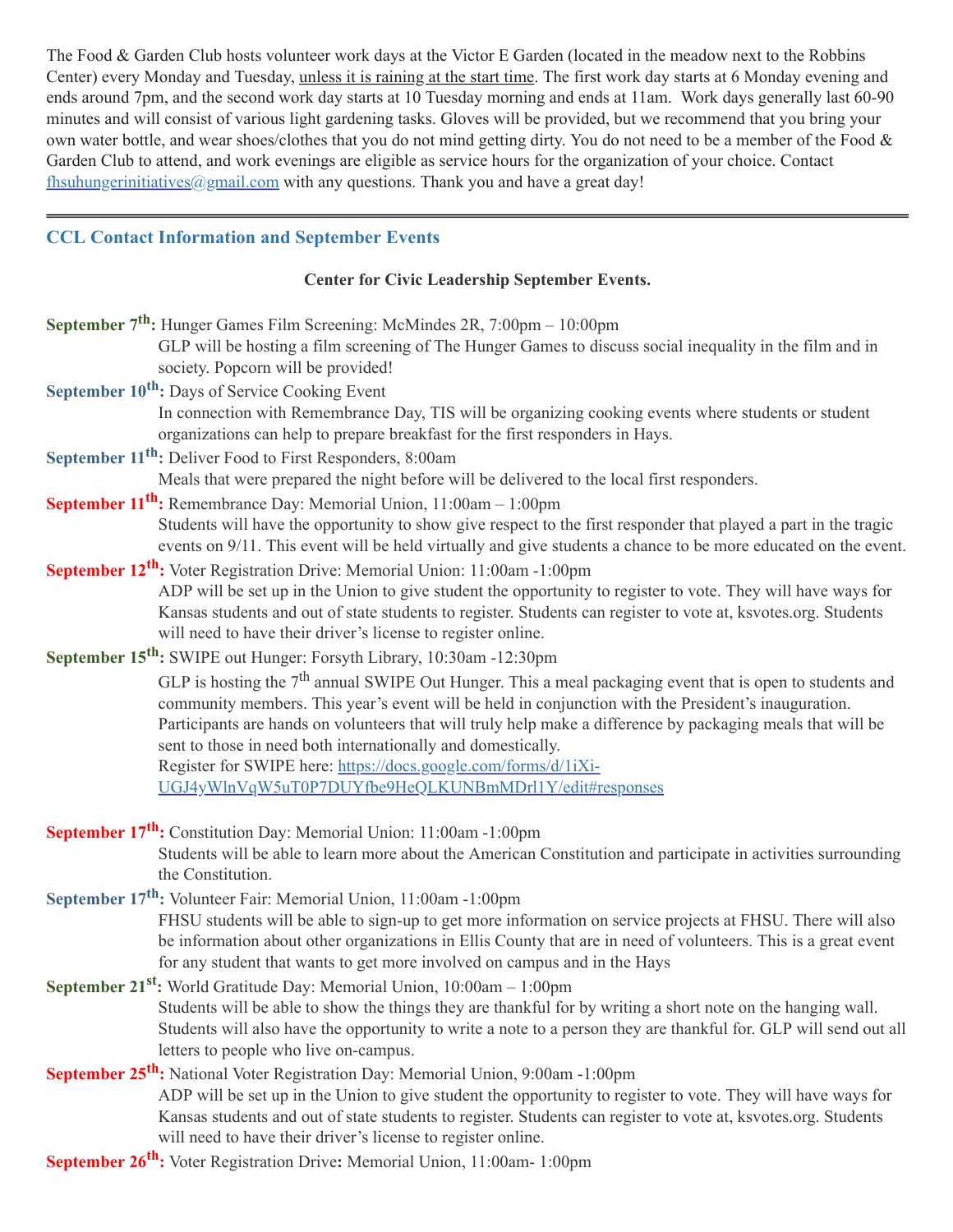The Food & Garden Club hosts volunteer work days at the Victor E Garden (located in the meadow next to the Robbins Center) every Monday and Tuesday, unless it is raining at the start time. The first work day starts at 6 Monday evening and ends around 7pm, and the second work day starts at 10 Tuesday morning and ends at 11am. Work days generally last 60-90 minutes and will consist of various light gardening tasks. Gloves will be provided, but we recommend that you bring your own water bottle, and wear shoes/clothes that you do not mind getting dirty. You do not need to be a member of the Food & Garden Club to attend, and work evenings are eligible as service hours for the organization of your choice. Contact fhsuhungerinitiatives@gmail.com with any questions. Thank you and have a great day!

---

## CCL Contact Information and September Events

**Center for Civic Leadership September Events.**

**September 7th:** Hunger Games Film Screening: McMindes 2R, 7:00pm – 10:00pm
GLP will be hosting a film screening of The Hunger Games to discuss social inequality in the film and in society. Popcorn will be provided!

**September 10th:** Days of Service Cooking Event
In connection with Remembrance Day, TIS will be organizing cooking events where students or student organizations can help to prepare breakfast for the first responders in Hays.

**September 11th:** Deliver Food to First Responders, 8:00am
Meals that were prepared the night before will be delivered to the local first responders.

**September 11th:** Remembrance Day: Memorial Union, 11:00am – 1:00pm
Students will have the opportunity to show give respect to the first responder that played a part in the tragic events on 9/11. This event will be held virtually and give students a chance to be more educated on the event.

**September 12th:** Voter Registration Drive: Memorial Union: 11:00am -1:00pm
ADP will be set up in the Union to give student the opportunity to register to vote. They will have ways for Kansas students and out of state students to register. Students can register to vote at, ksvotes.org. Students will need to have their driver's license to register online.

**September 15th:** SWIPE out Hunger: Forsyth Library, 10:30am -12:30pm
GLP is hosting the 7th annual SWIPE Out Hunger. This a meal packaging event that is open to students and community members. This year's event will be held in conjunction with the President's inauguration. Participants are hands on volunteers that will truly help make a difference by packaging meals that will be sent to those in need both internationally and domestically.
Register for SWIPE here: https://docs.google.com/forms/d/1iXi-UGJ4yWlnVqW5uT0P7DUYfbe9HeQLKUNBmMDrl1Y/edit#responses

**September 17th:** Constitution Day: Memorial Union: 11:00am -1:00pm
Students will be able to learn more about the American Constitution and participate in activities surrounding the Constitution.

**September 17th:** Volunteer Fair: Memorial Union, 11:00am -1:00pm
FHSU students will be able to sign-up to get more information on service projects at FHSU. There will also be information about other organizations in Ellis County that are in need of volunteers. This is a great event for any student that wants to get more involved on campus and in the Hays

**September 21st:** World Gratitude Day: Memorial Union, 10:00am – 1:00pm
Students will be able to show the things they are thankful for by writing a short note on the hanging wall. Students will also have the opportunity to write a note to a person they are thankful for. GLP will send out all letters to people who live on-campus.

**September 25th:** National Voter Registration Day: Memorial Union, 9:00am -1:00pm
ADP will be set up in the Union to give student the opportunity to register to vote. They will have ways for Kansas students and out of state students to register. Students can register to vote at, ksvotes.org. Students will need to have their driver's license to register online.

**September 26th:** Voter Registration Drive**:** Memorial Union, 11:00am- 1:00pm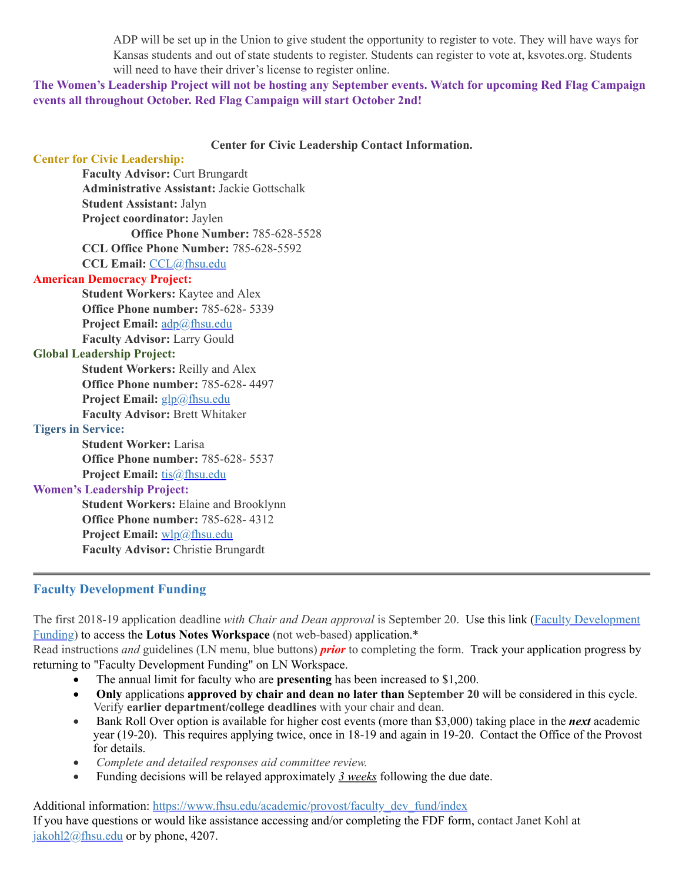ADP will be set up in the Union to give student the opportunity to register to vote. They will have ways for Kansas students and out of state students to register. Students can register to vote at, ksvotes.org. Students will need to have their driver's license to register online.

**The Women's Leadership Project will not be hosting any September events. Watch for upcoming Red Flag Campaign events all throughout October. Red Flag Campaign will start October 2nd!**

**Center for Civic Leadership Contact Information.**

**Center for Civic Leadership:**

- **Faculty Advisor:** Curt Brungardt
- **Administrative Assistant:** Jackie Gottschalk
- **Student Assistant:** Jalyn
- **Project coordinator:** Jaylen
  - **Office Phone Number:** 785-628-5528
- **CCL Office Phone Number:** 785-628-5592
- **CCL Email:** CCL@fhsu.edu

**American Democracy Project:**

- **Student Workers:** Kaytee and Alex
- **Office Phone number:** 785-628- 5339
- **Project Email:** adp@fhsu.edu
- **Faculty Advisor:** Larry Gould

**Global Leadership Project:**

- **Student Workers:** Reilly and Alex
- **Office Phone number:** 785-628- 4497
- **Project Email:** glp@fhsu.edu
- **Faculty Advisor:** Brett Whitaker

**Tigers in Service:**

- **Student Worker:** Larisa
- **Office Phone number:** 785-628- 5537
- **Project Email:** tis@fhsu.edu

**Women's Leadership Project:**

- **Student Workers:** Elaine and Brooklynn
- **Office Phone number:** 785-628- 4312
- **Project Email:** wlp@fhsu.edu
- **Faculty Advisor:** Christie Brungardt

---

## Faculty Development Funding

The first 2018-19 application deadline *with Chair and Dean approval* is September 20. Use this link (Faculty Development Funding) to access the **Lotus Notes Workspace** (not web-based) application.*

Read instructions *and* guidelines (LN menu, blue buttons) ***prior*** to completing the form. Track your application progress by returning to "Faculty Development Funding" on LN Workspace.

- The annual limit for faculty who are **presenting** has been increased to $1,200.
- **Only** applications **approved by chair and dean no later than September 20** will be considered in this cycle. Verify **earlier department/college deadlines** with your chair and dean.
- Bank Roll Over option is available for higher cost events (more than $3,000) taking place in the ***next*** academic year (19-20). This requires applying twice, once in 18-19 and again in 19-20. Contact the Office of the Provost for details.
- *Complete and detailed responses aid committee review.*
- Funding decisions will be relayed approximately *3 weeks* following the due date.

Additional information: https://www.fhsu.edu/academic/provost/faculty_dev_fund/index

If you have questions or would like assistance accessing and/or completing the FDF form, contact Janet Kohl at jakohl2@fhsu.edu or by phone, 4207.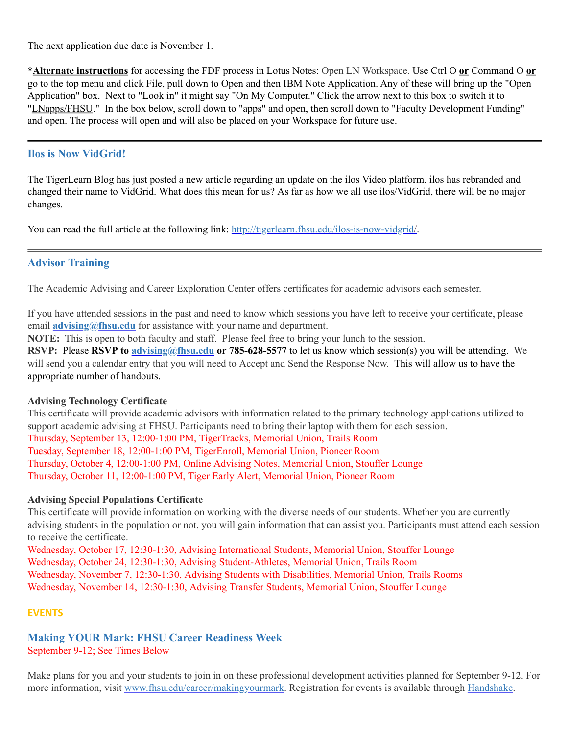The next application due date is November 1.

***Alternate instructions** for accessing the FDF process in Lotus Notes: Open LN Workspace. Use Ctrl O **or** Command O **or** go to the top menu and click File, pull down to Open and then IBM Note Application. Any of these will bring up the "Open Application" box. Next to "Look in" it might say "On My Computer." Click the arrow next to this box to switch it to "LNapps/FHSU." In the box below, scroll down to "apps" and open, then scroll down to "Faculty Development Funding" and open. The process will open and will also be placed on your Workspace for future use.

---

## Ilos is Now VidGrid!

The TigerLearn Blog has just posted a new article regarding an update on the ilos Video platform. ilos has rebranded and changed their name to VidGrid. What does this mean for us? As far as how we all use ilos/VidGrid, there will be no major changes.

You can read the full article at the following link: http://tigerlearn.fhsu.edu/ilos-is-now-vidgrid/.

---

## Advisor Training

The Academic Advising and Career Exploration Center offers certificates for academic advisors each semester.

If you have attended sessions in the past and need to know which sessions you have left to receive your certificate, please email **advising@fhsu.edu** for assistance with your name and department.
**NOTE:** This is open to both faculty and staff. Please feel free to bring your lunch to the session.
**RSVP:** Please **RSVP to advising@fhsu.edu or 785-628-5577** to let us know which session(s) you will be attending. We will send you a calendar entry that you will need to Accept and Send the Response Now. This will allow us to have the appropriate number of handouts.

**Advising Technology Certificate**
This certificate will provide academic advisors with information related to the primary technology applications utilized to support academic advising at FHSU. Participants need to bring their laptop with them for each session.
Thursday, September 13, 12:00-1:00 PM, TigerTracks, Memorial Union, Trails Room
Tuesday, September 18, 12:00-1:00 PM, TigerEnroll, Memorial Union, Pioneer Room
Thursday, October 4, 12:00-1:00 PM, Online Advising Notes, Memorial Union, Stouffer Lounge
Thursday, October 11, 12:00-1:00 PM, Tiger Early Alert, Memorial Union, Pioneer Room

**Advising Special Populations Certificate**
This certificate will provide information on working with the diverse needs of our students. Whether you are currently advising students in the population or not, you will gain information that can assist you. Participants must attend each session to receive the certificate.
Wednesday, October 17, 12:30-1:30, Advising International Students, Memorial Union, Stouffer Lounge
Wednesday, October 24, 12:30-1:30, Advising Student-Athletes, Memorial Union, Trails Room
Wednesday, November 7, 12:30-1:30, Advising Students with Disabilities, Memorial Union, Trails Rooms
Wednesday, November 14, 12:30-1:30, Advising Transfer Students, Memorial Union, Stouffer Lounge

# EVENTS

## Making YOUR Mark: FHSU Career Readiness Week

September 9-12; See Times Below

Make plans for you and your students to join in on these professional development activities planned for September 9-12. For more information, visit www.fhsu.edu/career/makingyourmark. Registration for events is available through Handshake.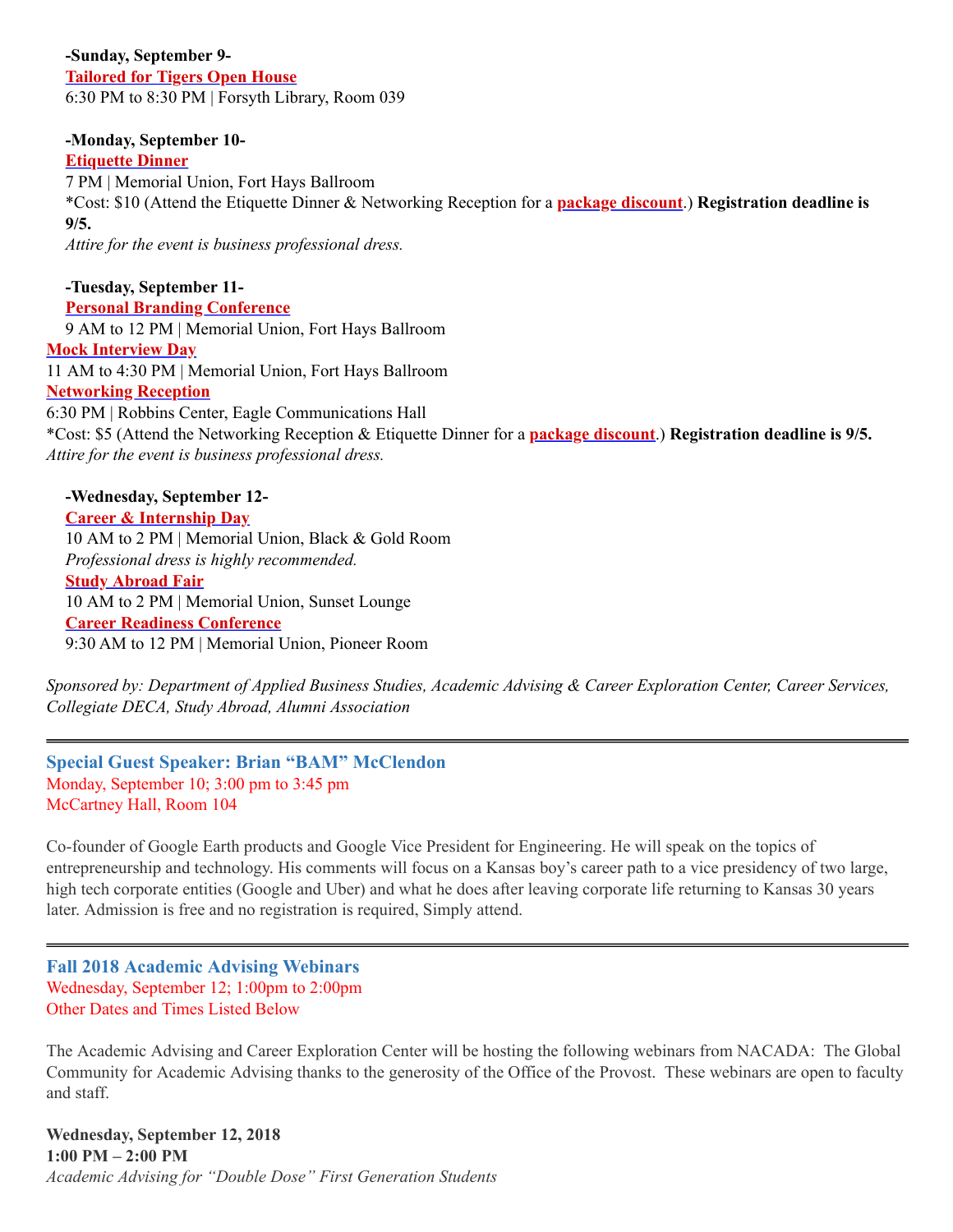**-Sunday, September 9-**

**Tailored for Tigers Open House**

6:30 PM to 8:30 PM | Forsyth Library, Room 039

**-Monday, September 10-**

**Etiquette Dinner**

7 PM | Memorial Union, Fort Hays Ballroom

*Cost: $10 (Attend the Etiquette Dinner & Networking Reception for a **package discount**.) **Registration deadline is 9/5.**

*Attire for the event is business professional dress.*

**-Tuesday, September 11-**

**Personal Branding Conference**

9 AM to 12 PM | Memorial Union, Fort Hays Ballroom

**Mock Interview Day**

11 AM to 4:30 PM | Memorial Union, Fort Hays Ballroom

**Networking Reception**

6:30 PM | Robbins Center, Eagle Communications Hall

*Cost: $5 (Attend the Networking Reception & Etiquette Dinner for a **package discount**.) **Registration deadline is 9/5.**

*Attire for the event is business professional dress.*

**-Wednesday, September 12-**

**Career & Internship Day**

10 AM to 2 PM | Memorial Union, Black & Gold Room

*Professional dress is highly recommended.*

**Study Abroad Fair**

10 AM to 2 PM | Memorial Union, Sunset Lounge

**Career Readiness Conference**

9:30 AM to 12 PM | Memorial Union, Pioneer Room

*Sponsored by: Department of Applied Business Studies, Academic Advising & Career Exploration Center, Career Services, Collegiate DECA, Study Abroad, Alumni Association*

---

## Special Guest Speaker: Brian "BAM" McClendon

Monday, September 10; 3:00 pm to 3:45 pm

McCartney Hall, Room 104

Co-founder of Google Earth products and Google Vice President for Engineering. He will speak on the topics of entrepreneurship and technology. His comments will focus on a Kansas boy's career path to a vice presidency of two large, high tech corporate entities (Google and Uber) and what he does after leaving corporate life returning to Kansas 30 years later. Admission is free and no registration is required, Simply attend.

---

## Fall 2018 Academic Advising Webinars

Wednesday, September 12; 1:00pm to 2:00pm

Other Dates and Times Listed Below

The Academic Advising and Career Exploration Center will be hosting the following webinars from NACADA: The Global Community for Academic Advising thanks to the generosity of the Office of the Provost. These webinars are open to faculty and staff.

**Wednesday, September 12, 2018**

**1:00 PM – 2:00 PM**

*Academic Advising for "Double Dose" First Generation Students*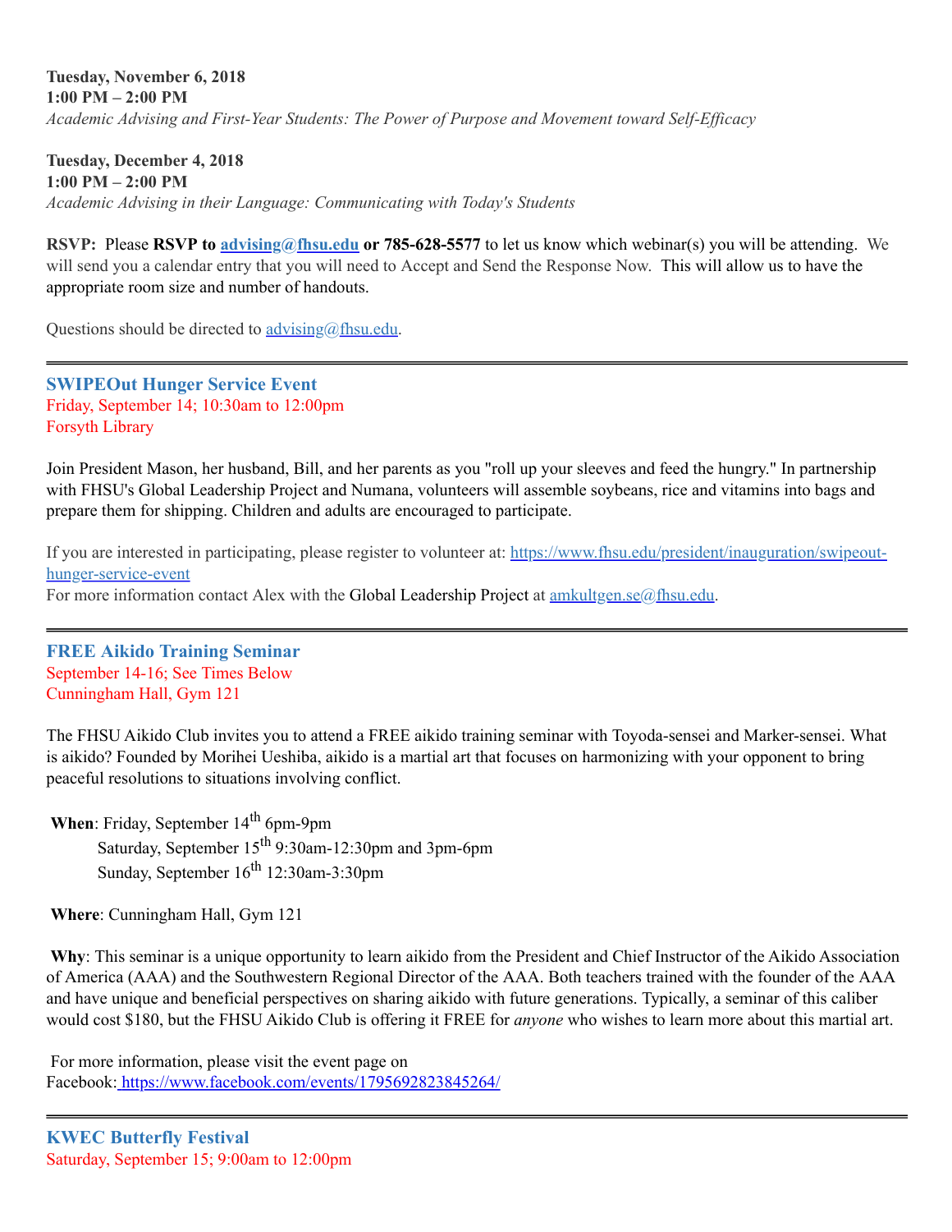**Tuesday, November 6, 2018**
**1:00 PM – 2:00 PM**
*Academic Advising and First-Year Students: The Power of Purpose and Movement toward Self-Efficacy*

**Tuesday, December 4, 2018**
**1:00 PM – 2:00 PM**
*Academic Advising in their Language: Communicating with Today's Students*

**RSVP:** Please **RSVP to [advising@fhsu.edu](mailto:advising@fhsu.edu) or 785-628-5577** to let us know which webinar(s) you will be attending. We will send you a calendar entry that you will need to Accept and Send the Response Now. This will allow us to have the appropriate room size and number of handouts.

Questions should be directed to [advising@fhsu.edu](mailto:advising@fhsu.edu).

---

### SWIPEOut Hunger Service Event

Friday, September 14; 10:30am to 12:00pm
Forsyth Library

Join President Mason, her husband, Bill, and her parents as you "roll up your sleeves and feed the hungry." In partnership with FHSU's Global Leadership Project and Numana, volunteers will assemble soybeans, rice and vitamins into bags and prepare them for shipping. Children and adults are encouraged to participate.

If you are interested in participating, please register to volunteer at: [https://www.fhsu.edu/president/inauguration/swipeout-hunger-service-event](https://www.fhsu.edu/president/inauguration/swipeout-hunger-service-event)
For more information contact Alex with the Global Leadership Project at [amkultgen.se@fhsu.edu](mailto:amkultgen.se@fhsu.edu).

---

### FREE Aikido Training Seminar

September 14-16; See Times Below
Cunningham Hall, Gym 121

The FHSU Aikido Club invites you to attend a FREE aikido training seminar with Toyoda-sensei and Marker-sensei. What is aikido? Founded by Morihei Ueshiba, aikido is a martial art that focuses on harmonizing with your opponent to bring peaceful resolutions to situations involving conflict.

**When**: Friday, September 14th 6pm-9pm
Saturday, September 15th 9:30am-12:30pm and 3pm-6pm
Sunday, September 16th 12:30am-3:30pm

**Where**: Cunningham Hall, Gym 121

**Why**: This seminar is a unique opportunity to learn aikido from the President and Chief Instructor of the Aikido Association of America (AAA) and the Southwestern Regional Director of the AAA. Both teachers trained with the founder of the AAA and have unique and beneficial perspectives on sharing aikido with future generations. Typically, a seminar of this caliber would cost $180, but the FHSU Aikido Club is offering it FREE for *anyone* who wishes to learn more about this martial art.

For more information, please visit the event page on Facebook: [https://www.facebook.com/events/1795692823845264/](https://www.facebook.com/events/1795692823845264/)

---

### KWEC Butterfly Festival

Saturday, September 15; 9:00am to 12:00pm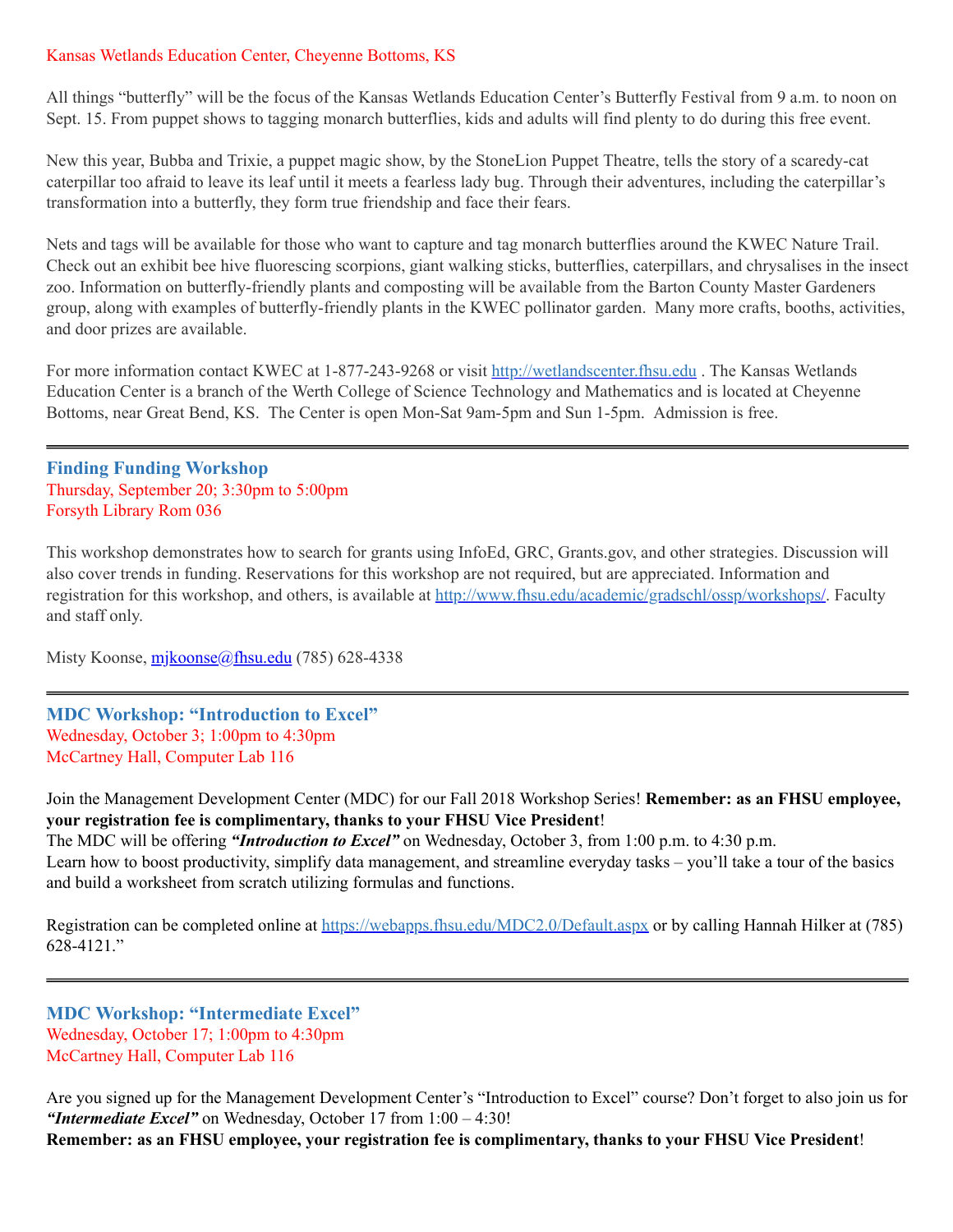Kansas Wetlands Education Center, Cheyenne Bottoms, KS

All things "butterfly" will be the focus of the Kansas Wetlands Education Center's Butterfly Festival from 9 a.m. to noon on Sept. 15. From puppet shows to tagging monarch butterflies, kids and adults will find plenty to do during this free event.

New this year, Bubba and Trixie, a puppet magic show, by the StoneLion Puppet Theatre, tells the story of a scaredy-cat caterpillar too afraid to leave its leaf until it meets a fearless lady bug. Through their adventures, including the caterpillar's transformation into a butterfly, they form true friendship and face their fears.

Nets and tags will be available for those who want to capture and tag monarch butterflies around the KWEC Nature Trail. Check out an exhibit bee hive fluorescing scorpions, giant walking sticks, butterflies, caterpillars, and chrysalises in the insect zoo. Information on butterfly-friendly plants and composting will be available from the Barton County Master Gardeners group, along with examples of butterfly-friendly plants in the KWEC pollinator garden. Many more crafts, booths, activities, and door prizes are available.

For more information contact KWEC at 1-877-243-9268 or visit http://wetlandscenter.fhsu.edu . The Kansas Wetlands Education Center is a branch of the Werth College of Science Technology and Mathematics and is located at Cheyenne Bottoms, near Great Bend, KS. The Center is open Mon-Sat 9am-5pm and Sun 1-5pm. Admission is free.

---

### Finding Funding Workshop

Thursday, September 20; 3:30pm to 5:00pm
Forsyth Library Rom 036

This workshop demonstrates how to search for grants using InfoEd, GRC, Grants.gov, and other strategies. Discussion will also cover trends in funding. Reservations for this workshop are not required, but are appreciated. Information and registration for this workshop, and others, is available at http://www.fhsu.edu/academic/gradschl/ossp/workshops/. Faculty and staff only.

Misty Koonse, mjkoonse@fhsu.edu (785) 628-4338

---

### MDC Workshop: "Introduction to Excel"

Wednesday, October 3; 1:00pm to 4:30pm
McCartney Hall, Computer Lab 116

Join the Management Development Center (MDC) for our Fall 2018 Workshop Series! **Remember: as an FHSU employee, your registration fee is complimentary, thanks to your FHSU Vice President**!
The MDC will be offering ***"Introduction to Excel"*** on Wednesday, October 3, from 1:00 p.m. to 4:30 p.m.
Learn how to boost productivity, simplify data management, and streamline everyday tasks – you'll take a tour of the basics and build a worksheet from scratch utilizing formulas and functions.

Registration can be completed online at https://webapps.fhsu.edu/MDC2.0/Default.aspx or by calling Hannah Hilker at (785) 628-4121."

---

### MDC Workshop: "Intermediate Excel"

Wednesday, October 17; 1:00pm to 4:30pm
McCartney Hall, Computer Lab 116

Are you signed up for the Management Development Center's "Introduction to Excel" course? Don't forget to also join us for ***"Intermediate Excel"*** on Wednesday, October 17 from 1:00 – 4:30!
**Remember: as an FHSU employee, your registration fee is complimentary, thanks to your FHSU Vice President**!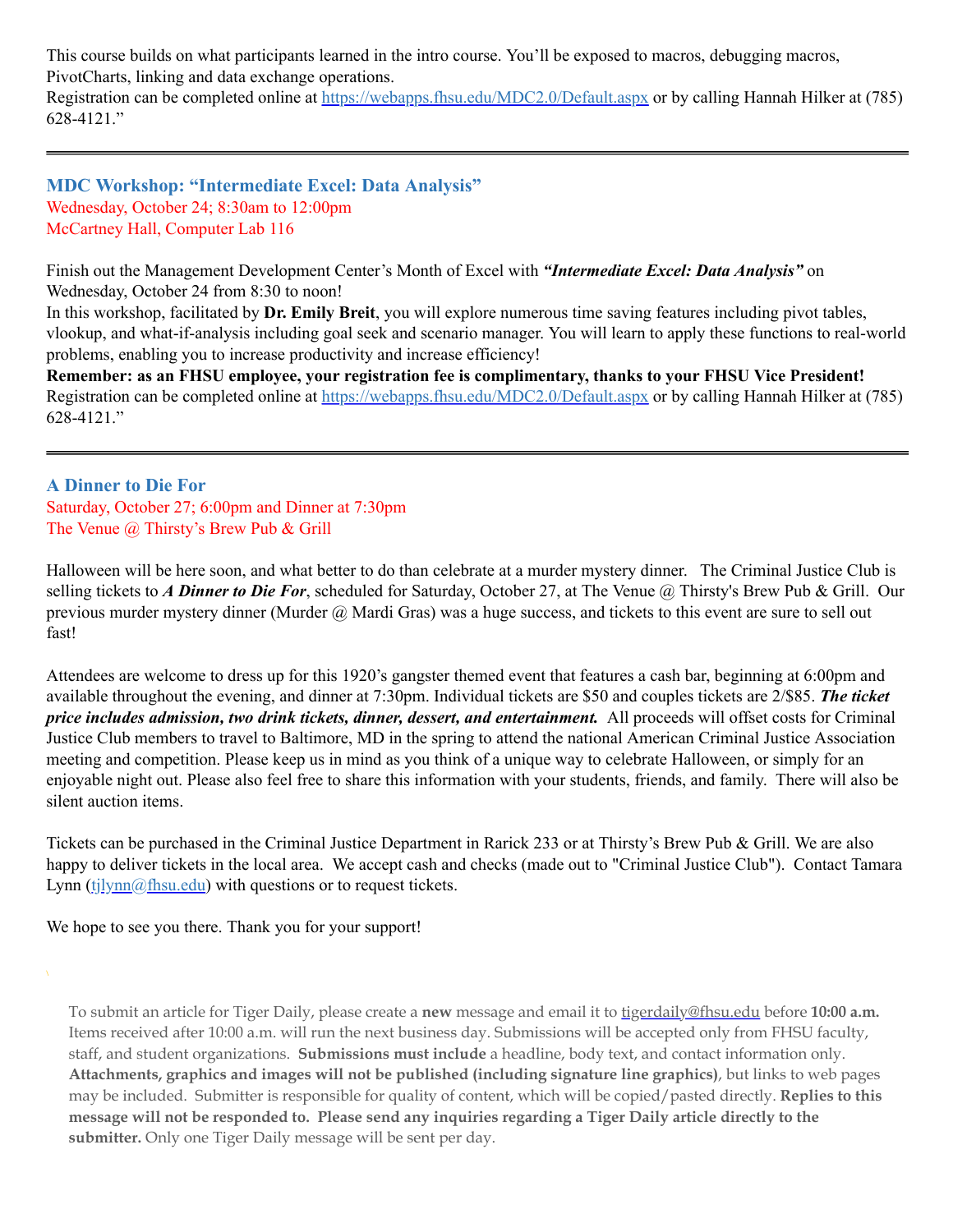This course builds on what participants learned in the intro course. You'll be exposed to macros, debugging macros, PivotCharts, linking and data exchange operations.
Registration can be completed online at https://webapps.fhsu.edu/MDC2.0/Default.aspx or by calling Hannah Hilker at (785) 628-4121."

---

### MDC Workshop: "Intermediate Excel: Data Analysis"

Wednesday, October 24; 8:30am to 12:00pm
McCartney Hall, Computer Lab 116

Finish out the Management Development Center's Month of Excel with ***"Intermediate Excel: Data Analysis"*** on Wednesday, October 24 from 8:30 to noon!
In this workshop, facilitated by **Dr. Emily Breit**, you will explore numerous time saving features including pivot tables, vlookup, and what-if-analysis including goal seek and scenario manager. You will learn to apply these functions to real-world problems, enabling you to increase productivity and increase efficiency!
**Remember: as an FHSU employee, your registration fee is complimentary, thanks to your FHSU Vice President!**
Registration can be completed online at https://webapps.fhsu.edu/MDC2.0/Default.aspx or by calling Hannah Hilker at (785) 628-4121."

---

### A Dinner to Die For

Saturday, October 27; 6:00pm and Dinner at 7:30pm
The Venue @ Thirsty's Brew Pub & Grill

Halloween will be here soon, and what better to do than celebrate at a murder mystery dinner. The Criminal Justice Club is selling tickets to ***A Dinner to Die For***, scheduled for Saturday, October 27, at The Venue @ Thirsty's Brew Pub & Grill. Our previous murder mystery dinner (Murder @ Mardi Gras) was a huge success, and tickets to this event are sure to sell out fast!

Attendees are welcome to dress up for this 1920's gangster themed event that features a cash bar, beginning at 6:00pm and available throughout the evening, and dinner at 7:30pm. Individual tickets are $50 and couples tickets are 2/$85. ***The ticket price includes admission, two drink tickets, dinner, dessert, and entertainment.*** All proceeds will offset costs for Criminal Justice Club members to travel to Baltimore, MD in the spring to attend the national American Criminal Justice Association meeting and competition. Please keep us in mind as you think of a unique way to celebrate Halloween, or simply for an enjoyable night out. Please also feel free to share this information with your students, friends, and family. There will also be silent auction items.

Tickets can be purchased in the Criminal Justice Department in Rarick 233 or at Thirsty's Brew Pub & Grill. We are also happy to deliver tickets in the local area. We accept cash and checks (made out to "Criminal Justice Club"). Contact Tamara Lynn (tjlynn@fhsu.edu) with questions or to request tickets.

We hope to see you there. Thank you for your support!

To submit an article for Tiger Daily, please create a **new** message and email it to tigerdaily@fhsu.edu before **10:00 a.m.** Items received after 10:00 a.m. will run the next business day. Submissions will be accepted only from FHSU faculty, staff, and student organizations. **Submissions must include** a headline, body text, and contact information only. **Attachments, graphics and images will not be published (including signature line graphics)**, but links to web pages may be included. Submitter is responsible for quality of content, which will be copied/pasted directly. **Replies to this message will not be responded to. Please send any inquiries regarding a Tiger Daily article directly to the submitter.** Only one Tiger Daily message will be sent per day.